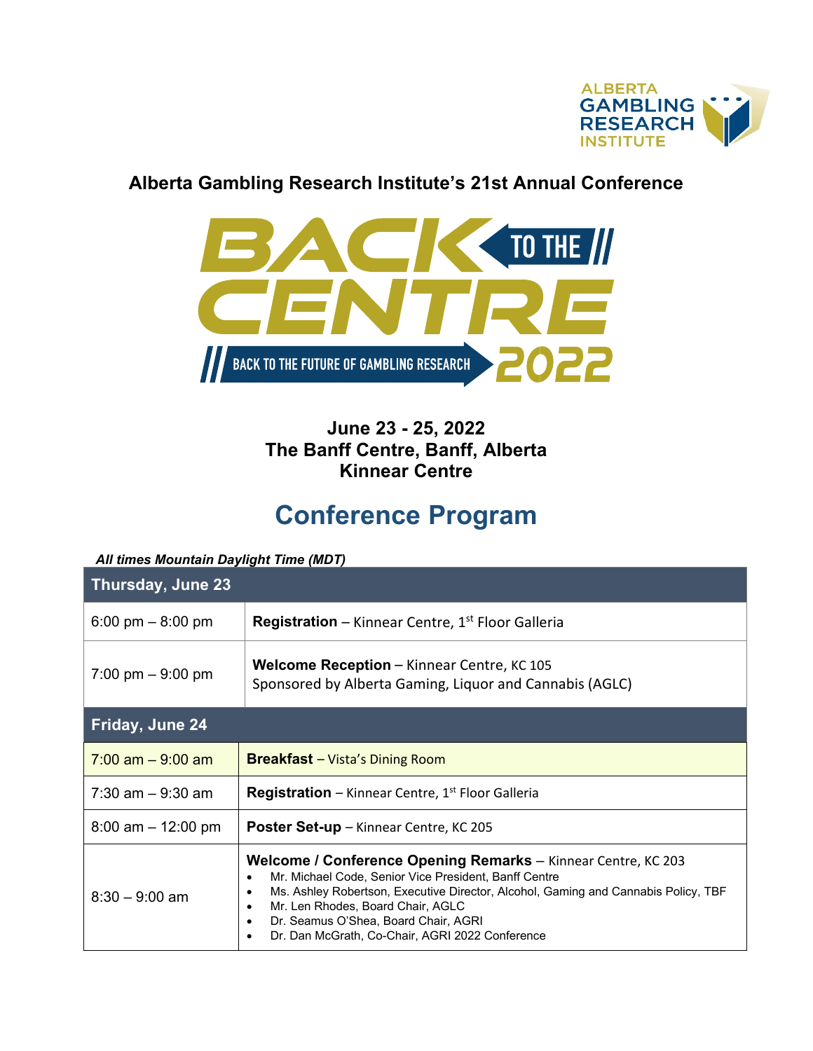ALBERTA GAMBLING RESEARCH INSTITUTE

**Alberta Gambling Research Institute's 21st Annual Conference**

# BACK TO THE CENTRE

BACK TO THE FUTURE OF GAMBLING RESEARCH 2022

**June 23 - 25, 2022**
**The Banff Centre, Banff, Alberta**
**Kinnear Centre**

## Conference Program

***All times Mountain Daylight Time (MDT)***

| **Thursday, June 23** | |
|---|---|
| 6:00 pm – 8:00 pm | **Registration** – Kinnear Centre, 1st Floor Galleria |
| 7:00 pm – 9:00 pm | **Welcome Reception** – Kinnear Centre, KC 105<br>Sponsored by Alberta Gaming, Liquor and Cannabis (AGLC) |
| **Friday, June 24** | |
| 7:00 am – 9:00 am | **Breakfast** – Vista's Dining Room |
| 7:30 am – 9:30 am | **Registration** – Kinnear Centre, 1st Floor Galleria |
| 8:00 am – 12:00 pm | **Poster Set-up** – Kinnear Centre, KC 205 |
| 8:30 – 9:00 am | **Welcome / Conference Opening Remarks** – Kinnear Centre, KC 203<br>• Mr. Michael Code, Senior Vice President, Banff Centre<br>• Ms. Ashley Robertson, Executive Director, Alcohol, Gaming and Cannabis Policy, TBF<br>• Mr. Len Rhodes, Board Chair, AGLC<br>• Dr. Seamus O'Shea, Board Chair, AGRI<br>• Dr. Dan McGrath, Co-Chair, AGRI 2022 Conference |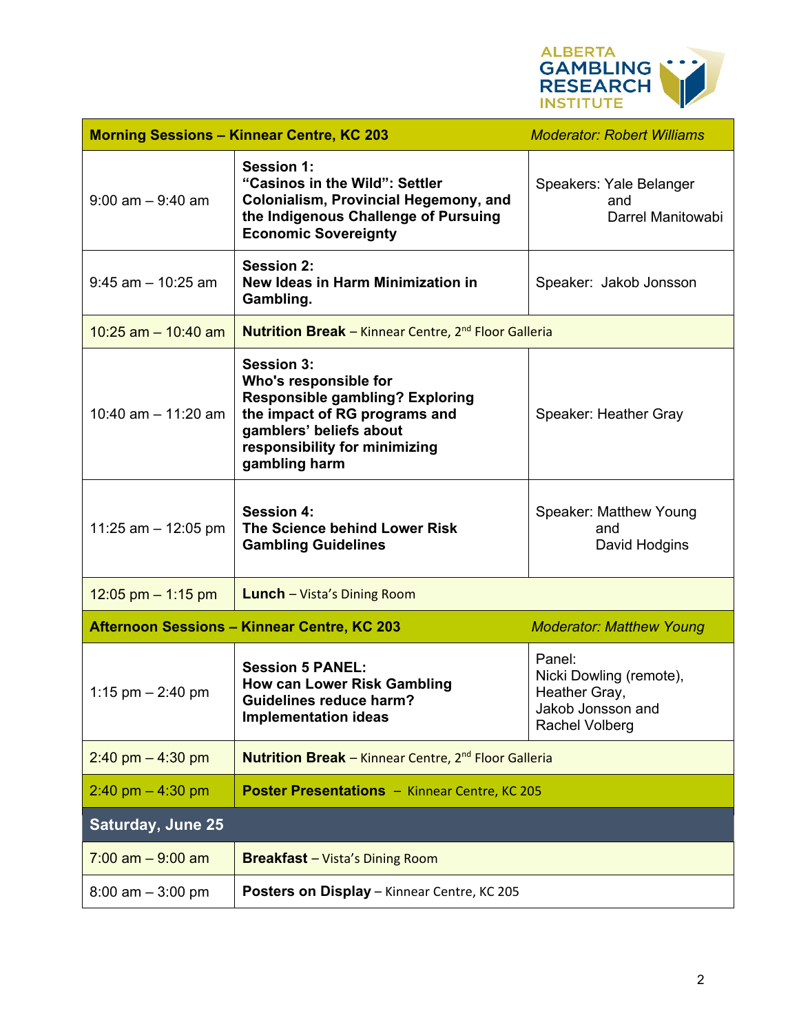| Morning Sessions – Kinnear Centre, KC 203 | | *Moderator: Robert Williams* |
|---|---|---|
| 9:00 am – 9:40 am | **Session 1: "Casinos in the Wild": Settler Colonialism, Provincial Hegemony, and the Indigenous Challenge of Pursuing Economic Sovereignty** | Speakers: Yale Belanger and Darrel Manitowabi |
| 9:45 am – 10:25 am | **Session 2: New Ideas in Harm Minimization in Gambling.** | Speaker: Jakob Jonsson |
| 10:25 am – 10:40 am | **Nutrition Break** – Kinnear Centre, 2nd Floor Galleria | |
| 10:40 am – 11:20 am | **Session 3: Who's responsible for Responsible gambling? Exploring the impact of RG programs and gamblers' beliefs about responsibility for minimizing gambling harm** | Speaker: Heather Gray |
| 11:25 am – 12:05 pm | **Session 4: The Science behind Lower Risk Gambling Guidelines** | Speaker: Matthew Young and David Hodgins |
| 12:05 pm – 1:15 pm | **Lunch** – Vista's Dining Room | |
| **Afternoon Sessions – Kinnear Centre, KC 203** | | *Moderator: Matthew Young* |
| 1:15 pm – 2:40 pm | **Session 5 PANEL: How can Lower Risk Gambling Guidelines reduce harm? Implementation ideas** | Panel: Nicki Dowling (remote), Heather Gray, Jakob Jonsson and Rachel Volberg |
| 2:40 pm – 4:30 pm | **Nutrition Break** – Kinnear Centre, 2nd Floor Galleria | |
| 2:40 pm – 4:30 pm | **Poster Presentations** – Kinnear Centre, KC 205 | |
| **Saturday, June 25** | | |
| 7:00 am – 9:00 am | **Breakfast** – Vista's Dining Room | |
| 8:00 am – 3:00 pm | **Posters on Display** – Kinnear Centre, KC 205 | |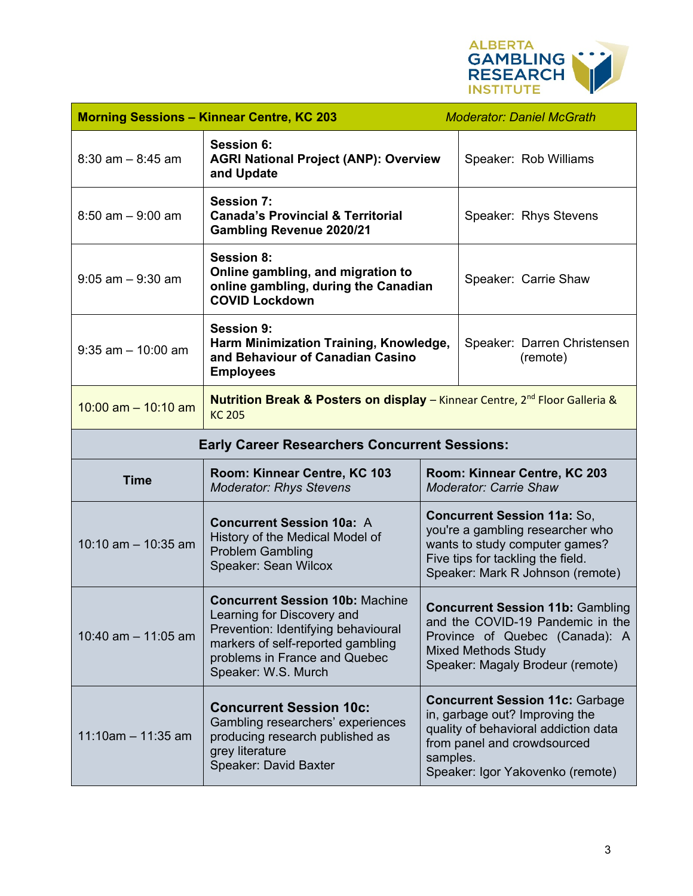ALBERTA GAMBLING RESEARCH INSTITUTE

| **Morning Sessions – Kinnear Centre, KC 203** | | *Moderator: Daniel McGrath* |
|---|---|---|
| 8:30 am – 8:45 am | **Session 6:** **AGRI National Project (ANP): Overview and Update** | Speaker: Rob Williams |
| 8:50 am – 9:00 am | **Session 7:** **Canada's Provincial & Territorial Gambling Revenue 2020/21** | Speaker: Rhys Stevens |
| 9:05 am – 9:30 am | **Session 8:** **Online gambling, and migration to online gambling, during the Canadian COVID Lockdown** | Speaker: Carrie Shaw |
| 9:35 am – 10:00 am | **Session 9:** **Harm Minimization Training, Knowledge, and Behaviour of Canadian Casino Employees** | Speaker: Darren Christensen (remote) |
| 10:00 am – 10:10 am | **Nutrition Break & Posters on display** – Kinnear Centre, 2nd Floor Galleria & KC 205 | |

| **Early Career Researchers Concurrent Sessions:** | | |
|---|---|---|
| **Time** | **Room: Kinnear Centre, KC 103** *Moderator: Rhys Stevens* | **Room: Kinnear Centre, KC 203** *Moderator: Carrie Shaw* |
| 10:10 am – 10:35 am | **Concurrent Session 10a:** A History of the Medical Model of Problem Gambling Speaker: Sean Wilcox | **Concurrent Session 11a:** So, you're a gambling researcher who wants to study computer games? Five tips for tackling the field. Speaker: Mark R Johnson (remote) |
| 10:40 am – 11:05 am | **Concurrent Session 10b:** Machine Learning for Discovery and Prevention: Identifying behavioural markers of self-reported gambling problems in France and Quebec Speaker: W.S. Murch | **Concurrent Session 11b:** Gambling and the COVID-19 Pandemic in the Province of Quebec (Canada): A Mixed Methods Study Speaker: Magaly Brodeur (remote) |
| 11:10am – 11:35 am | **Concurrent Session 10c:** Gambling researchers' experiences producing research published as grey literature Speaker: David Baxter | **Concurrent Session 11c:** Garbage in, garbage out? Improving the quality of behavioral addiction data from panel and crowdsourced samples. Speaker: Igor Yakovenko (remote) |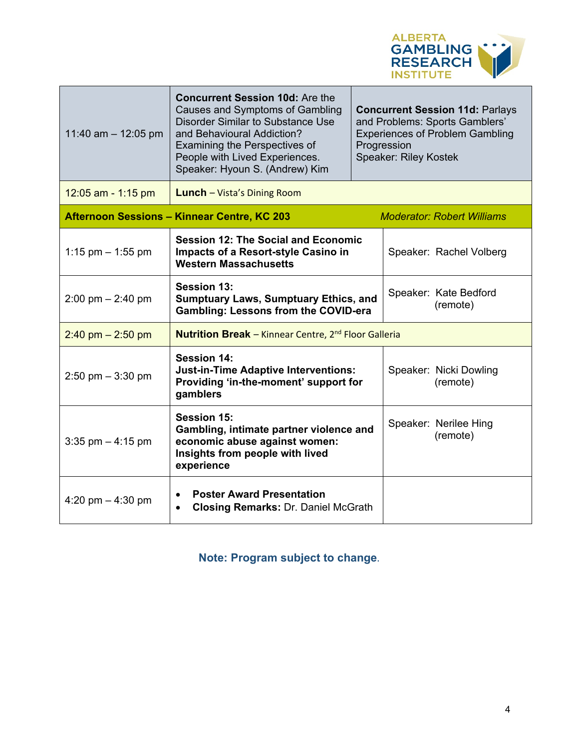| | | |
|---|---|---|
| 11:40 am – 12:05 pm | **Concurrent Session 10d:** Are the Causes and Symptoms of Gambling Disorder Similar to Substance Use and Behavioural Addiction? Examining the Perspectives of People with Lived Experiences. Speaker: Hyoun S. (Andrew) Kim | **Concurrent Session 11d:** Parlays and Problems: Sports Gamblers' Experiences of Problem Gambling Progression Speaker: Riley Kostek |
| 12:05 am - 1:15 pm | **Lunch** – Vista's Dining Room | |
| **Afternoon Sessions – Kinnear Centre, KC 203** | | *Moderator: Robert Williams* |
| 1:15 pm – 1:55 pm | **Session 12: The Social and Economic Impacts of a Resort-style Casino in Western Massachusetts** | Speaker: Rachel Volberg |
| 2:00 pm – 2:40 pm | **Session 13: Sumptuary Laws, Sumptuary Ethics, and Gambling: Lessons from the COVID-era** | Speaker: Kate Bedford (remote) |
| 2:40 pm – 2:50 pm | **Nutrition Break** – Kinnear Centre, 2nd Floor Galleria | |
| 2:50 pm – 3:30 pm | **Session 14: Just-in-Time Adaptive Interventions: Providing 'in-the-moment' support for gamblers** | Speaker: Nicki Dowling (remote) |
| 3:35 pm – 4:15 pm | **Session 15: Gambling, intimate partner violence and economic abuse against women: Insights from people with lived experience** | Speaker: Nerilee Hing (remote) |
| 4:20 pm – 4:30 pm | • **Poster Award Presentation** <br> • **Closing Remarks:** Dr. Daniel McGrath | |

**Note: Program subject to change.**